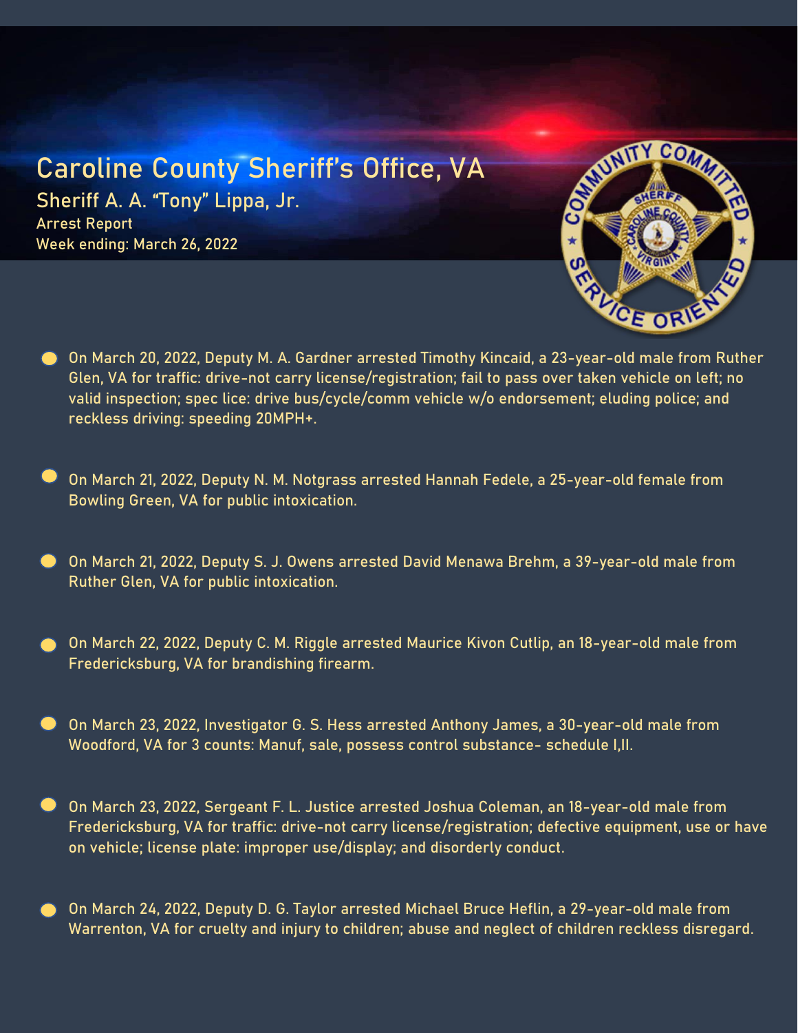# Caroline County Sheriff's Office, VA

## Sheriff A. A. "Tony" Lippa, Jr.

Arrest Report
Week ending: March 26, 2022

- On March 20, 2022, Deputy M. A. Gardner arrested Timothy Kincaid, a 23-year-old male from Ruther Glen, VA for traffic: drive-not carry license/registration; fail to pass over taken vehicle on left; no valid inspection; spec lice: drive bus/cycle/comm vehicle w/o endorsement; eluding police; and reckless driving: speeding 20MPH+.

- On March 21, 2022, Deputy N. M. Notgrass arrested Hannah Fedele, a 25-year-old female from Bowling Green, VA for public intoxication.

- On March 21, 2022, Deputy S. J. Owens arrested David Menawa Brehm, a 39-year-old male from Ruther Glen, VA for public intoxication.

- On March 22, 2022, Deputy C. M. Riggle arrested Maurice Kivon Cutlip, an 18-year-old male from Fredericksburg, VA for brandishing firearm.

- On March 23, 2022, Investigator G. S. Hess arrested Anthony James, a 30-year-old male from Woodford, VA for 3 counts: Manuf, sale, possess control substance- schedule I,II.

- On March 23, 2022, Sergeant F. L. Justice arrested Joshua Coleman, an 18-year-old male from Fredericksburg, VA for traffic: drive-not carry license/registration; defective equipment, use or have on vehicle; license plate: improper use/display; and disorderly conduct.

- On March 24, 2022, Deputy D. G. Taylor arrested Michael Bruce Heflin, a 29-year-old male from Warrenton, VA for cruelty and injury to children; abuse and neglect of children reckless disregard.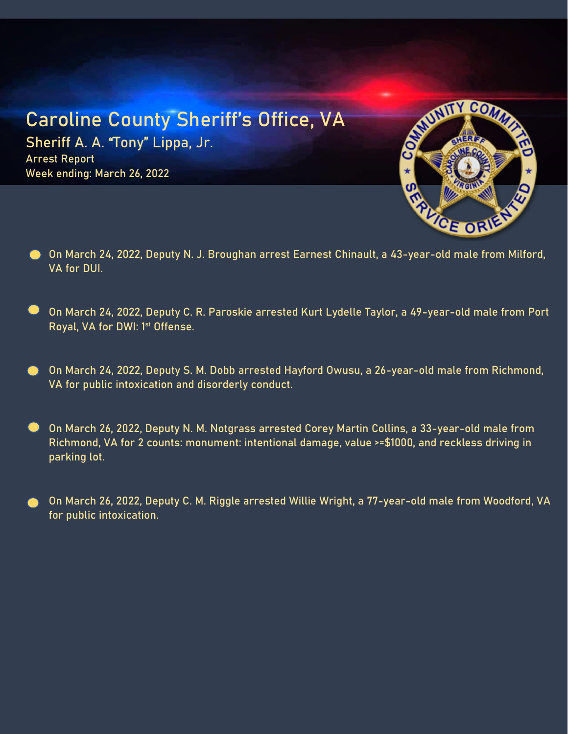# Caroline County Sheriff's Office, VA

## Sheriff A. A. "Tony" Lippa, Jr.

Arrest Report
Week ending: March 26, 2022

- On March 24, 2022, Deputy N. J. Broughan arrest Earnest Chinault, a 43-year-old male from Milford, VA for DUI.
- On March 24, 2022, Deputy C. R. Paroskie arrested Kurt Lydelle Taylor, a 49-year-old male from Port Royal, VA for DWI: 1st Offense.
- On March 24, 2022, Deputy S. M. Dobb arrested Hayford Owusu, a 26-year-old male from Richmond, VA for public intoxication and disorderly conduct.
- On March 26, 2022, Deputy N. M. Notgrass arrested Corey Martin Collins, a 33-year-old male from Richmond, VA for 2 counts: monument: intentional damage, value >=$1000, and reckless driving in parking lot.
- On March 26, 2022, Deputy C. M. Riggle arrested Willie Wright, a 77-year-old male from Woodford, VA for public intoxication.